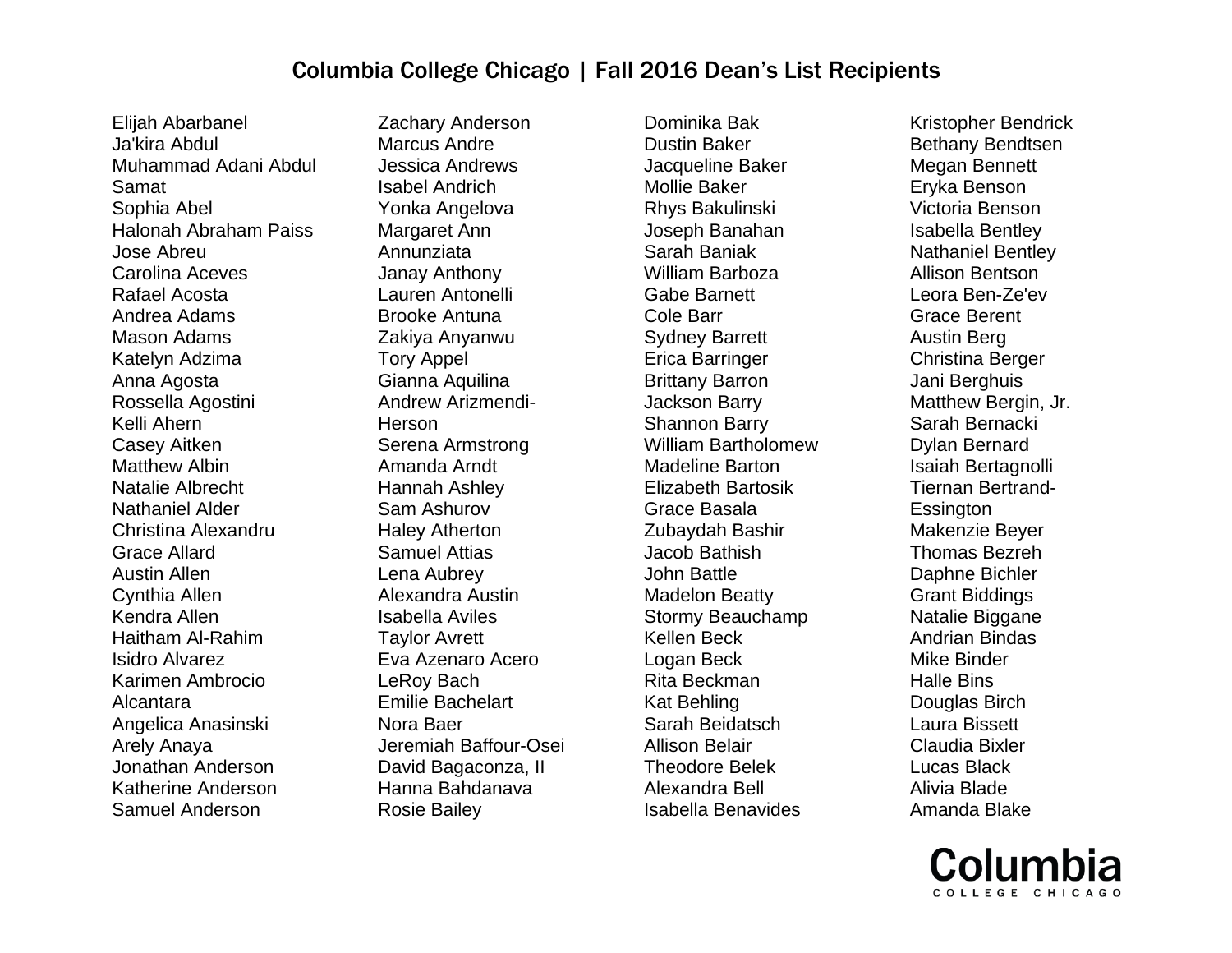# Columbia College Chicago | Fall 2016 Dean's List Recipients

Elijah Abarbanel
Ja'kira Abdul
Muhammad Adani Abdul Samat
Sophia Abel
Halonah Abraham Paiss
Jose Abreu
Carolina Aceves
Rafael Acosta
Andrea Adams
Mason Adams
Katelyn Adzima
Anna Agosta
Rossella Agostini
Kelli Ahern
Casey Aitken
Matthew Albin
Natalie Albrecht
Nathaniel Alder
Christina Alexandru
Grace Allard
Austin Allen
Cynthia Allen
Kendra Allen
Haitham Al-Rahim
Isidro Alvarez
Karimen Ambrocio Alcantara
Angelica Anasinski
Arely Anaya
Jonathan Anderson
Katherine Anderson
Samuel Anderson
Zachary Anderson
Marcus Andre
Jessica Andrews
Isabel Andrich
Yonka Angelova
Margaret Ann Annunziata
Janay Anthony
Lauren Antonelli
Brooke Antuna
Zakiya Anyanwu
Tory Appel
Gianna Aquilina
Andrew Arizmendi-Herson
Serena Armstrong
Amanda Arndt
Hannah Ashley
Sam Ashurov
Haley Atherton
Samuel Attias
Lena Aubrey
Alexandra Austin
Isabella Aviles
Taylor Avrett
Eva Azenaro Acero
LeRoy Bach
Emilie Bachelart
Nora Baer
Jeremiah Baffour-Osei
David Bagaconza, II
Hanna Bahdanava
Rosie Bailey
Dominika Bak
Dustin Baker
Jacqueline Baker
Mollie Baker
Rhys Bakulinski
Joseph Banahan
Sarah Baniak
William Barboza
Gabe Barnett
Cole Barr
Sydney Barrett
Erica Barringer
Brittany Barron
Jackson Barry
Shannon Barry
William Bartholomew
Madeline Barton
Elizabeth Bartosik
Grace Basala
Zubaydah Bashir
Jacob Bathish
John Battle
Madelon Beatty
Stormy Beauchamp
Kellen Beck
Logan Beck
Rita Beckman
Kat Behling
Sarah Beidatsch
Allison Belair
Theodore Belek
Alexandra Bell
Isabella Benavides
Kristopher Bendrick
Bethany Bendtsen
Megan Bennett
Eryka Benson
Victoria Benson
Isabella Bentley
Nathaniel Bentley
Allison Bentson
Leora Ben-Ze'ev
Grace Berent
Austin Berg
Christina Berger
Jani Berghuis
Matthew Bergin, Jr.
Sarah Bernacki
Dylan Bernard
Isaiah Bertagnolli
Tiernan Bertrand-Essington
Makenzie Beyer
Thomas Bezreh
Daphne Bichler
Grant Biddings
Natalie Biggane
Andrian Bindas
Mike Binder
Halle Bins
Douglas Birch
Laura Bissett
Claudia Bixler
Lucas Black
Alivia Blade
Amanda Blake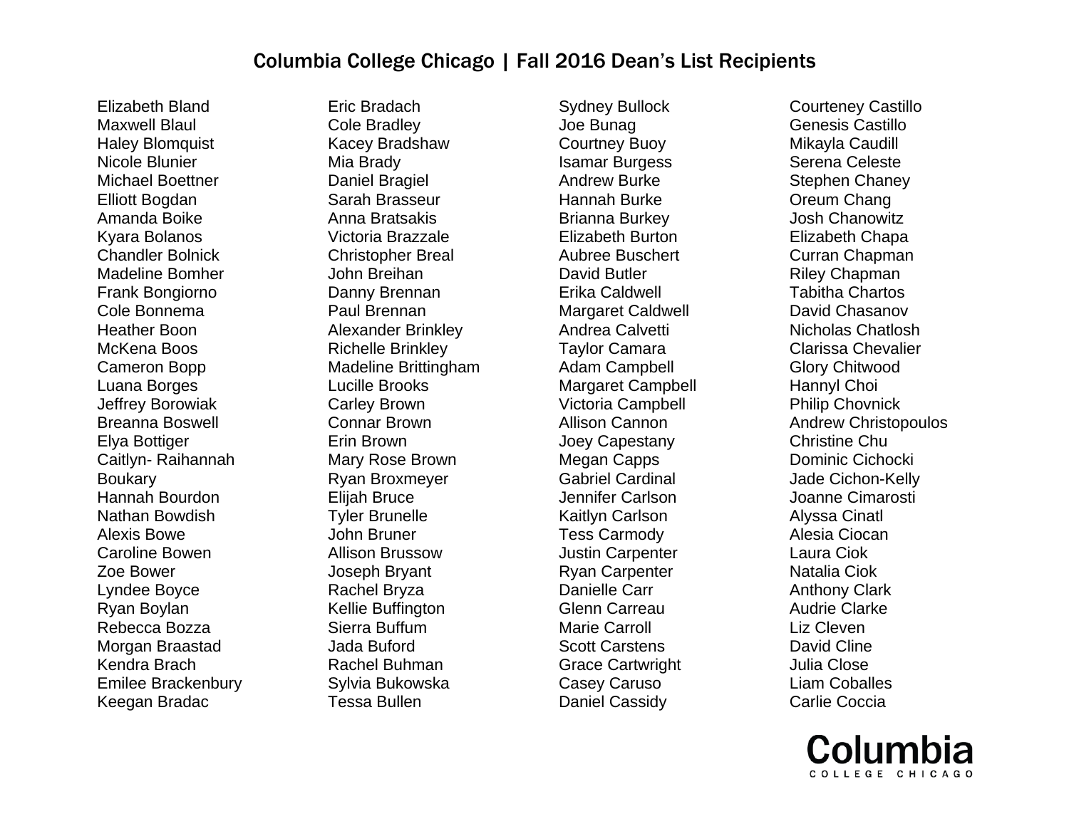# Columbia College Chicago | Fall 2016 Dean's List Recipients

Elizabeth Bland
Maxwell Blaul
Haley Blomquist
Nicole Blunier
Michael Boettner
Elliott Bogdan
Amanda Boike
Kyara Bolanos
Chandler Bolnick
Madeline Bomher
Frank Bongiorno
Cole Bonnema
Heather Boon
McKena Boos
Cameron Bopp
Luana Borges
Jeffrey Borowiak
Breanna Boswell
Elya Bottiger
Caitlyn- Raihannah Boukary
Hannah Bourdon
Nathan Bowdish
Alexis Bowe
Caroline Bowen
Zoe Bower
Lyndee Boyce
Ryan Boylan
Rebecca Bozza
Morgan Braastad
Kendra Brach
Emilee Brackenbury
Keegan Bradac
Eric Bradach
Cole Bradley
Kacey Bradshaw
Mia Brady
Daniel Bragiel
Sarah Brasseur
Anna Bratsakis
Victoria Brazzale
Christopher Breal
John Breihan
Danny Brennan
Paul Brennan
Alexander Brinkley
Richelle Brinkley
Madeline Brittingham
Lucille Brooks
Carley Brown
Connar Brown
Erin Brown
Mary Rose Brown
Ryan Broxmeyer
Elijah Bruce
Tyler Brunelle
John Bruner
Allison Brussow
Joseph Bryant
Rachel Bryza
Kellie Buffington
Sierra Buffum
Jada Buford
Rachel Buhman
Sylvia Bukowska
Tessa Bullen
Sydney Bullock
Joe Bunag
Courtney Buoy
Isamar Burgess
Andrew Burke
Hannah Burke
Brianna Burkey
Elizabeth Burton
Aubree Buschert
David Butler
Erika Caldwell
Margaret Caldwell
Andrea Calvetti
Taylor Camara
Adam Campbell
Margaret Campbell
Victoria Campbell
Allison Cannon
Joey Capestany
Megan Capps
Gabriel Cardinal
Jennifer Carlson
Kaitlyn Carlson
Tess Carmody
Justin Carpenter
Ryan Carpenter
Danielle Carr
Glenn Carreau
Marie Carroll
Scott Carstens
Grace Cartwright
Casey Caruso
Daniel Cassidy
Courteney Castillo
Genesis Castillo
Mikayla Caudill
Serena Celeste
Stephen Chaney
Oreum Chang
Josh Chanowitz
Elizabeth Chapa
Curran Chapman
Riley Chapman
Tabitha Chartos
David Chasanov
Nicholas Chatlosh
Clarissa Chevalier
Glory Chitwood
Hannyl Choi
Philip Chovnick
Andrew Christopoulos
Christine Chu
Dominic Cichocki
Jade Cichon-Kelly
Joanne Cimarosti
Alyssa Cinatl
Alesia Ciocan
Laura Ciok
Natalia Ciok
Anthony Clark
Audrie Clarke
Liz Cleven
David Cline
Julia Close
Liam Coballes
Carlie Coccia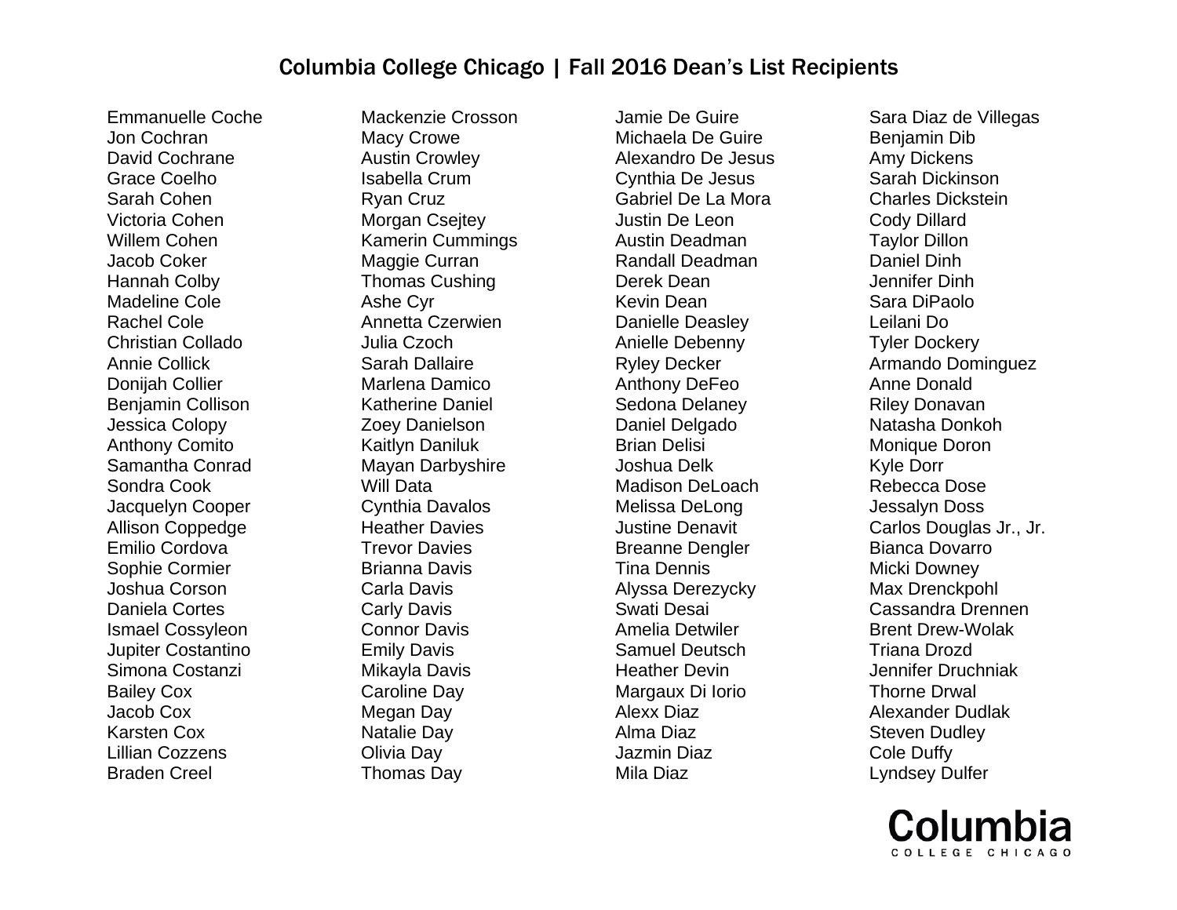# Columbia College Chicago | Fall 2016 Dean's List Recipients

Emmanuelle Coche
Jon Cochran
David Cochrane
Grace Coelho
Sarah Cohen
Victoria Cohen
Willem Cohen
Jacob Coker
Hannah Colby
Madeline Cole
Rachel Cole
Christian Collado
Annie Collick
Donijah Collier
Benjamin Collison
Jessica Colopy
Anthony Comito
Samantha Conrad
Sondra Cook
Jacquelyn Cooper
Allison Coppedge
Emilio Cordova
Sophie Cormier
Joshua Corson
Daniela Cortes
Ismael Cossyleon
Jupiter Costantino
Simona Costanzi
Bailey Cox
Jacob Cox
Karsten Cox
Lillian Cozzens
Braden Creel
Mackenzie Crosson
Macy Crowe
Austin Crowley
Isabella Crum
Ryan Cruz
Morgan Csejtey
Kamerin Cummings
Maggie Curran
Thomas Cushing
Ashe Cyr
Annetta Czerwien
Julia Czoch
Sarah Dallaire
Marlena Damico
Katherine Daniel
Zoey Danielson
Kaitlyn Daniluk
Mayan Darbyshire
Will Data
Cynthia Davalos
Heather Davies
Trevor Davies
Brianna Davis
Carla Davis
Carly Davis
Connor Davis
Emily Davis
Mikayla Davis
Caroline Day
Megan Day
Natalie Day
Olivia Day
Thomas Day
Jamie De Guire
Michaela De Guire
Alexandro De Jesus
Cynthia De Jesus
Gabriel De La Mora
Justin De Leon
Austin Deadman
Randall Deadman
Derek Dean
Kevin Dean
Danielle Deasley
Anielle Debenny
Ryley Decker
Anthony DeFeo
Sedona Delaney
Daniel Delgado
Brian Delisi
Joshua Delk
Madison DeLoach
Melissa DeLong
Justine Denavit
Breanne Dengler
Tina Dennis
Alyssa Derezycky
Swati Desai
Amelia Detwiler
Samuel Deutsch
Heather Devin
Margaux Di Iorio
Alexx Diaz
Alma Diaz
Jazmin Diaz
Mila Diaz
Sara Diaz de Villegas
Benjamin Dib
Amy Dickens
Sarah Dickinson
Charles Dickstein
Cody Dillard
Taylor Dillon
Daniel Dinh
Jennifer Dinh
Sara DiPaolo
Leilani Do
Tyler Dockery
Armando Dominguez
Anne Donald
Riley Donavan
Natasha Donkoh
Monique Doron
Kyle Dorr
Rebecca Dose
Jessalyn Doss
Carlos Douglas Jr., Jr.
Bianca Dovarro
Micki Downey
Max Drenckpohl
Cassandra Drennen
Brent Drew-Wolak
Triana Drozd
Jennifer Druchniak
Thorne Drwal
Alexander Dudlak
Steven Dudley
Cole Duffy
Lyndsey Dulfer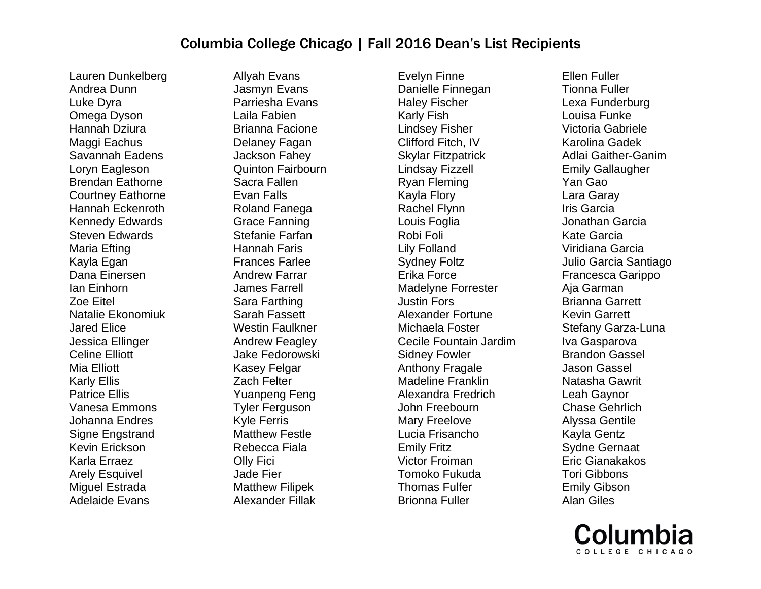# Columbia College Chicago | Fall 2016 Dean's List Recipients

Lauren Dunkelberg
Andrea Dunn
Luke Dyra
Omega Dyson
Hannah Dziura
Maggi Eachus
Savannah Eadens
Loryn Eagleson
Brendan Eathorne
Courtney Eathorne
Hannah Eckenroth
Kennedy Edwards
Steven Edwards
Maria Efting
Kayla Egan
Dana Einersen
Ian Einhorn
Zoe Eitel
Natalie Ekonomiuk
Jared Elice
Jessica Ellinger
Celine Elliott
Mia Elliott
Karly Ellis
Patrice Ellis
Vanesa Emmons
Johanna Endres
Signe Engstrand
Kevin Erickson
Karla Erraez
Arely Esquivel
Miguel Estrada
Adelaide Evans
Allyah Evans
Jasmyn Evans
Parriesha Evans
Laila Fabien
Brianna Facione
Delaney Fagan
Jackson Fahey
Quinton Fairbourn
Sacra Fallen
Evan Falls
Roland Fanega
Grace Fanning
Stefanie Farfan
Hannah Faris
Frances Farlee
Andrew Farrar
James Farrell
Sara Farthing
Sarah Fassett
Westin Faulkner
Andrew Feagley
Jake Fedorowski
Kasey Felgar
Zach Felter
Yuanpeng Feng
Tyler Ferguson
Kyle Ferris
Matthew Festle
Rebecca Fiala
Olly Fici
Jade Fier
Matthew Filipek
Alexander Fillak
Evelyn Finne
Danielle Finnegan
Haley Fischer
Karly Fish
Lindsey Fisher
Clifford Fitch, IV
Skylar Fitzpatrick
Lindsay Fizzell
Ryan Fleming
Kayla Flory
Rachel Flynn
Louis Foglia
Robi Foli
Lily Folland
Sydney Foltz
Erika Force
Madelyne Forrester
Justin Fors
Alexander Fortune
Michaela Foster
Cecile Fountain Jardim
Sidney Fowler
Anthony Fragale
Madeline Franklin
Alexandra Fredrich
John Freebourn
Mary Freelove
Lucia Frisancho
Emily Fritz
Victor Froiman
Tomoko Fukuda
Thomas Fulfer
Brionna Fuller
Ellen Fuller
Tionna Fuller
Lexa Funderburg
Louisa Funke
Victoria Gabriele
Karolina Gadek
Adlai Gaither-Ganim
Emily Gallaugher
Yan Gao
Lara Garay
Iris Garcia
Jonathan Garcia
Kate Garcia
Viridiana Garcia
Julio Garcia Santiago
Francesca Garippo
Aja Garman
Brianna Garrett
Kevin Garrett
Stefany Garza-Luna
Iva Gasparova
Brandon Gassel
Jason Gassel
Natasha Gawrit
Leah Gaynor
Chase Gehrlich
Alyssa Gentile
Kayla Gentz
Sydne Gernaat
Eric Gianakakos
Tori Gibbons
Emily Gibson
Alan Giles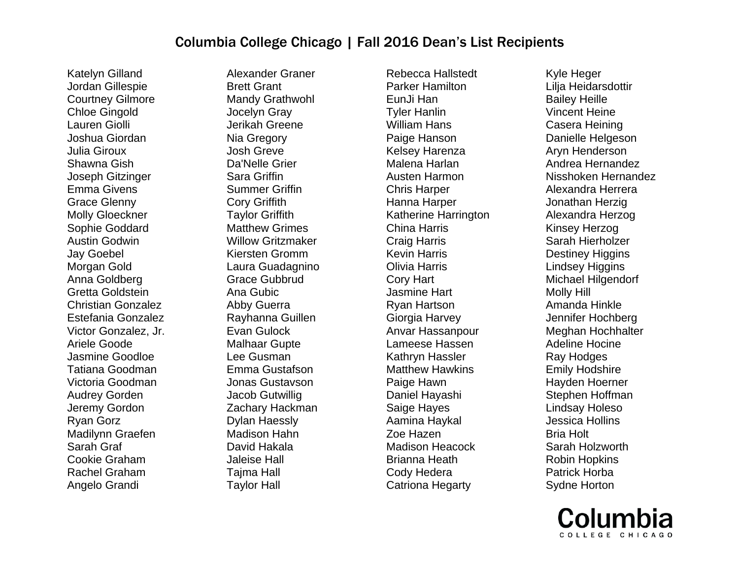# Columbia College Chicago | Fall 2016 Dean's List Recipients

Katelyn Gilland
Jordan Gillespie
Courtney Gilmore
Chloe Gingold
Lauren Giolli
Joshua Giordan
Julia Giroux
Shawna Gish
Joseph Gitzinger
Emma Givens
Grace Glenny
Molly Gloeckner
Sophie Goddard
Austin Godwin
Jay Goebel
Morgan Gold
Anna Goldberg
Gretta Goldstein
Christian Gonzalez
Estefania Gonzalez
Victor Gonzalez, Jr.
Ariele Goode
Jasmine Goodloe
Tatiana Goodman
Victoria Goodman
Audrey Gorden
Jeremy Gordon
Ryan Gorz
Madilynn Graefen
Sarah Graf
Cookie Graham
Rachel Graham
Angelo Grandi

Alexander Graner
Brett Grant
Mandy Grathwohl
Jocelyn Gray
Jerikah Greene
Nia Gregory
Josh Greve
Da'Nelle Grier
Sara Griffin
Summer Griffin
Cory Griffith
Taylor Griffith
Matthew Grimes
Willow Gritzmaker
Kiersten Gromm
Laura Guadagnino
Grace Gubbrud
Ana Gubic
Abby Guerra
Rayhanna Guillen
Evan Gulock
Malhaar Gupte
Lee Gusman
Emma Gustafson
Jonas Gustavson
Jacob Gutwillig
Zachary Hackman
Dylan Haessly
Madison Hahn
David Hakala
Jaleise Hall
Tajma Hall
Taylor Hall

Rebecca Hallstedt
Parker Hamilton
EunJi Han
Tyler Hanlin
William Hans
Paige Hanson
Kelsey Harenza
Malena Harlan
Austen Harmon
Chris Harper
Hanna Harper
Katherine Harrington
China Harris
Craig Harris
Kevin Harris
Olivia Harris
Cory Hart
Jasmine Hart
Ryan Hartson
Giorgia Harvey
Anvar Hassanpour
Lameese Hassen
Kathryn Hassler
Matthew Hawkins
Paige Hawn
Daniel Hayashi
Saige Hayes
Aamina Haykal
Zoe Hazen
Madison Heacock
Brianna Heath
Cody Hedera
Catriona Hegarty

Kyle Heger
Lilja Heidarsdottir
Bailey Heille
Vincent Heine
Casera Heining
Danielle Helgeson
Aryn Henderson
Andrea Hernandez
Nisshoken Hernandez
Alexandra Herrera
Jonathan Herzig
Alexandra Herzog
Kinsey Herzog
Sarah Hierholzer
Destiney Higgins
Lindsey Higgins
Michael Hilgendorf
Molly Hill
Amanda Hinkle
Jennifer Hochberg
Meghan Hochhalter
Adeline Hocine
Ray Hodges
Emily Hodshire
Hayden Hoerner
Stephen Hoffman
Lindsay Holeso
Jessica Hollins
Bria Holt
Sarah Holzworth
Robin Hopkins
Patrick Horba
Sydne Horton

Columbia
COLLEGE CHICAGO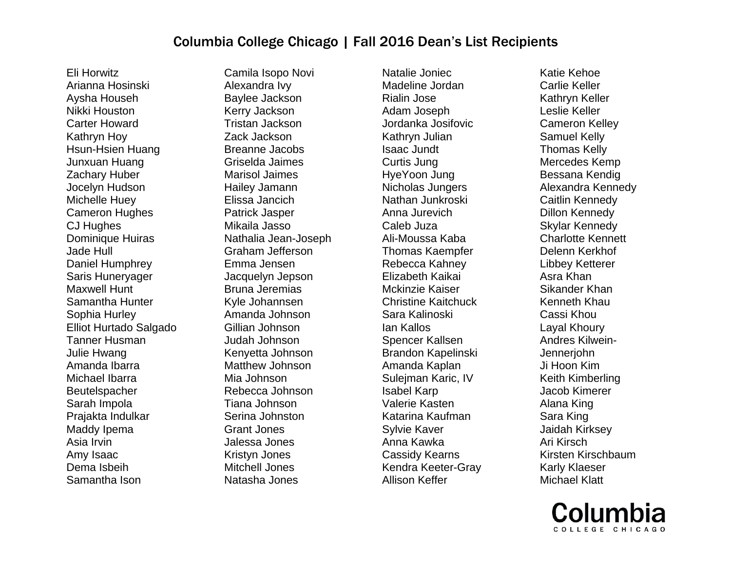# Columbia College Chicago | Fall 2016 Dean's List Recipients

Eli Horwitz
Arianna Hosinski
Aysha Househ
Nikki Houston
Carter Howard
Kathryn Hoy
Hsun-Hsien Huang
Junxuan Huang
Zachary Huber
Jocelyn Hudson
Michelle Huey
Cameron Hughes
CJ Hughes
Dominique Huiras
Jade Hull
Daniel Humphrey
Saris Huneryager
Maxwell Hunt
Samantha Hunter
Sophia Hurley
Elliot Hurtado Salgado
Tanner Husman
Julie Hwang
Amanda Ibarra
Michael Ibarra Beutelspacher
Sarah Impola
Prajakta Indulkar
Maddy Ipema
Asia Irvin
Amy Isaac
Dema Isbeih
Samantha Ison

Camila Isopo Novi
Alexandra Ivy
Baylee Jackson
Kerry Jackson
Tristan Jackson
Zack Jackson
Breanne Jacobs
Griselda Jaimes
Marisol Jaimes
Hailey Jamann
Elissa Jancich
Patrick Jasper
Mikaila Jasso
Nathalia Jean-Joseph
Graham Jefferson
Emma Jensen
Jacquelyn Jepson
Bruna Jeremias
Kyle Johannsen
Amanda Johnson
Gillian Johnson
Judah Johnson
Kenyetta Johnson
Matthew Johnson
Mia Johnson
Rebecca Johnson
Tiana Johnson
Serina Johnston
Grant Jones
Jalessa Jones
Kristyn Jones
Mitchell Jones
Natasha Jones

Natalie Joniec
Madeline Jordan
Rialin Jose
Adam Joseph
Jordanka Josifovic
Kathryn Julian
Isaac Jundt
Curtis Jung
HyeYoon Jung
Nicholas Jungers
Nathan Junkroski
Anna Jurevich
Caleb Juza
Ali-Moussa Kaba
Thomas Kaempfer
Rebecca Kahney
Elizabeth Kaikai
Mckinzie Kaiser
Christine Kaitchuck
Sara Kalinoski
Ian Kallos
Spencer Kallsen
Brandon Kapelinski
Amanda Kaplan
Sulejman Karic, IV
Isabel Karp
Valerie Kasten
Katarina Kaufman
Sylvie Kaver
Anna Kawka
Cassidy Kearns
Kendra Keeter-Gray
Allison Keffer

Katie Kehoe
Carlie Keller
Kathryn Keller
Leslie Keller
Cameron Kelley
Samuel Kelly
Thomas Kelly
Mercedes Kemp
Bessana Kendig
Alexandra Kennedy
Caitlin Kennedy
Dillon Kennedy
Skylar Kennedy
Charlotte Kennett
Delenn Kerkhof
Libbey Ketterer
Asra Khan
Sikander Khan
Kenneth Khau
Cassi Khou
Layal Khoury
Andres Kilwein-Jennerjohn
Ji Hoon Kim
Keith Kimberling
Jacob Kimerer
Alana King
Sara King
Jaidah Kirksey
Ari Kirsch
Kirsten Kirschbaum
Karly Klaeser
Michael Klatt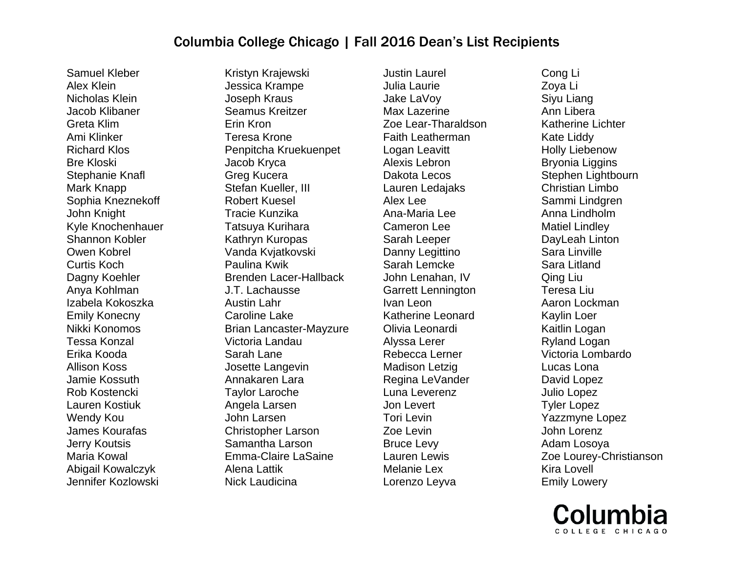# Columbia College Chicago | Fall 2016 Dean's List Recipients

Samuel Kleber
Alex Klein
Nicholas Klein
Jacob Klibaner
Greta Klim
Ami Klinker
Richard Klos
Bre Kloski
Stephanie Knafl
Mark Knapp
Sophia Kneznekoff
John Knight
Kyle Knochenhauer
Shannon Kobler
Owen Kobrel
Curtis Koch
Dagny Koehler
Anya Kohlman
Izabela Kokoszka
Emily Konecny
Nikki Konomos
Tessa Konzal
Erika Kooda
Allison Koss
Jamie Kossuth
Rob Kostencki
Lauren Kostiuk
Wendy Kou
James Kourafas
Jerry Koutsis
Maria Kowal
Abigail Kowalczyk
Jennifer Kozlowski
Kristyn Krajewski
Jessica Krampe
Joseph Kraus
Seamus Kreitzer
Erin Kron
Teresa Krone
Penpitcha Kruekuenpet
Jacob Kryca
Greg Kucera
Stefan Kueller, III
Robert Kuesel
Tracie Kunzika
Tatsuya Kurihara
Kathryn Kuropas
Vanda Kvjatkovski
Paulina Kwik
Brenden Lacer-Hallback
J.T. Lachausse
Austin Lahr
Caroline Lake
Brian Lancaster-Mayzure
Victoria Landau
Sarah Lane
Josette Langevin
Annakaren Lara
Taylor Laroche
Angela Larsen
John Larsen
Christopher Larson
Samantha Larson
Emma-Claire LaSaine
Alena Lattik
Nick Laudicina
Justin Laurel
Julia Laurie
Jake LaVoy
Max Lazerine
Zoe Lear-Tharaldson
Faith Leatherman
Logan Leavitt
Alexis Lebron
Dakota Lecos
Lauren Ledajaks
Alex Lee
Ana-Maria Lee
Cameron Lee
Sarah Leeper
Danny Legittino
Sarah Lemcke
John Lenahan, IV
Garrett Lennington
Ivan Leon
Katherine Leonard
Olivia Leonardi
Alyssa Lerer
Rebecca Lerner
Madison Letzig
Regina LeVander
Luna Leverenz
Jon Levert
Tori Levin
Zoe Levin
Bruce Levy
Lauren Lewis
Melanie Lex
Lorenzo Leyva
Cong Li
Zoya Li
Siyu Liang
Ann Libera
Katherine Lichter
Kate Liddy
Holly Liebenow
Bryonia Liggins
Stephen Lightbourn
Christian Limbo
Sammi Lindgren
Anna Lindholm
Matiel Lindley
DayLeah Linton
Sara Linville
Sara Litland
Qing Liu
Teresa Liu
Aaron Lockman
Kaylin Loer
Kaitlin Logan
Ryland Logan
Victoria Lombardo
Lucas Lona
David Lopez
Julio Lopez
Tyler Lopez
Yazzmyne Lopez
John Lorenz
Adam Losoya
Zoe Lourey-Christianson
Kira Lovell
Emily Lowery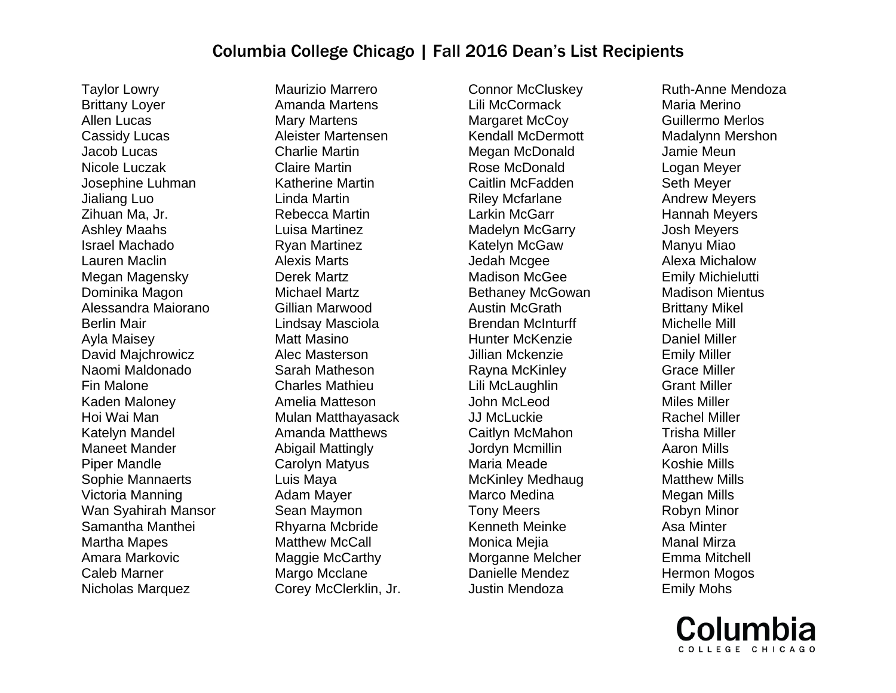# Columbia College Chicago | Fall 2016 Dean's List Recipients

Taylor Lowry
Brittany Loyer
Allen Lucas
Cassidy Lucas
Jacob Lucas
Nicole Luczak
Josephine Luhman
Jialiang Luo
Zihuan Ma, Jr.
Ashley Maahs
Israel Machado
Lauren Maclin
Megan Magensky
Dominika Magon
Alessandra Maiorano
Berlin Mair
Ayla Maisey
David Majchrowicz
Naomi Maldonado
Fin Malone
Kaden Maloney
Hoi Wai Man
Katelyn Mandel
Maneet Mander
Piper Mandle
Sophie Mannaerts
Victoria Manning
Wan Syahirah Mansor
Samantha Manthei
Martha Mapes
Amara Markovic
Caleb Marner
Nicholas Marquez
Maurizio Marrero
Amanda Martens
Mary Martens
Aleister Martensen
Charlie Martin
Claire Martin
Katherine Martin
Linda Martin
Rebecca Martin
Luisa Martinez
Ryan Martinez
Alexis Marts
Derek Martz
Michael Martz
Gillian Marwood
Lindsay Masciola
Matt Masino
Alec Masterson
Sarah Matheson
Charles Mathieu
Amelia Matteson
Mulan Matthayasack
Amanda Matthews
Abigail Mattingly
Carolyn Matyus
Luis Maya
Adam Mayer
Sean Maymon
Rhyarna Mcbride
Matthew McCall
Maggie McCarthy
Margo Mcclane
Corey McClerklin, Jr.
Connor McCluskey
Lili McCormack
Margaret McCoy
Kendall McDermott
Megan McDonald
Rose McDonald
Caitlin McFadden
Riley Mcfarlane
Larkin McGarr
Madelyn McGarry
Katelyn McGaw
Jedah Mcgee
Madison McGee
Bethaney McGowan
Austin McGrath
Brendan McInturff
Hunter McKenzie
Jillian Mckenzie
Rayna McKinley
Lili McLaughlin
John McLeod
JJ McLuckie
Caitlyn McMahon
Jordyn Mcmillin
Maria Meade
McKinley Medhaug
Marco Medina
Tony Meers
Kenneth Meinke
Monica Mejia
Morganne Melcher
Danielle Mendez
Justin Mendoza
Ruth-Anne Mendoza
Maria Merino
Guillermo Merlos
Madalynn Mershon
Jamie Meun
Logan Meyer
Seth Meyer
Andrew Meyers
Hannah Meyers
Josh Meyers
Manyu Miao
Alexa Michalow
Emily Michielutti
Madison Mientus
Brittany Mikel
Michelle Mill
Daniel Miller
Emily Miller
Grace Miller
Grant Miller
Miles Miller
Rachel Miller
Trisha Miller
Aaron Mills
Koshie Mills
Matthew Mills
Megan Mills
Robyn Minor
Asa Minter
Manal Mirza
Emma Mitchell
Hermon Mogos
Emily Mohs

Columbia
COLLEGE CHICAGO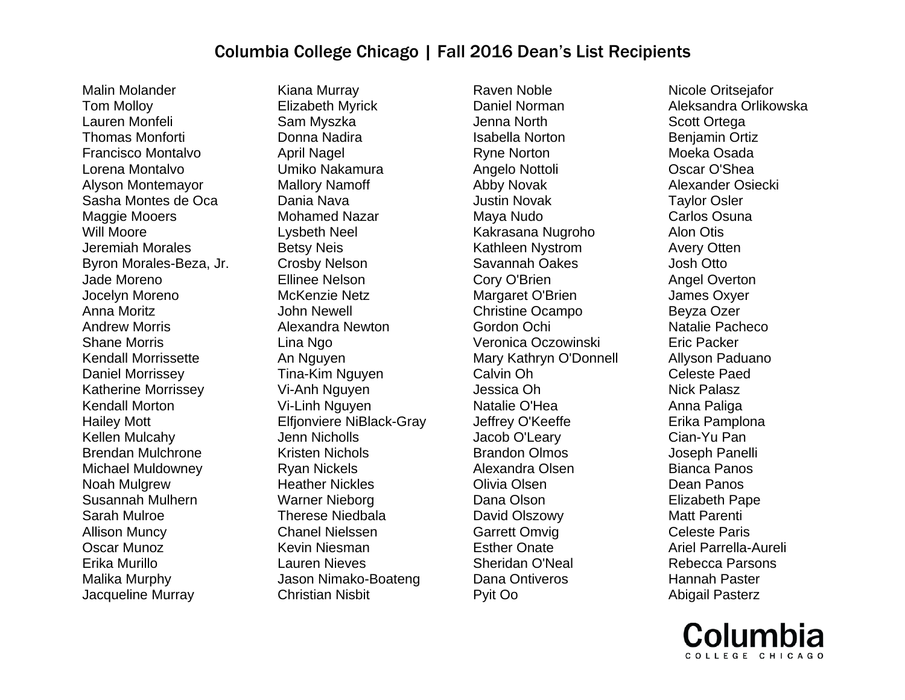# Columbia College Chicago | Fall 2016 Dean's List Recipients

Malin Molander
Tom Molloy
Lauren Monfeli
Thomas Monforti
Francisco Montalvo
Lorena Montalvo
Alyson Montemayor
Sasha Montes de Oca
Maggie Mooers
Will Moore
Jeremiah Morales
Byron Morales-Beza, Jr.
Jade Moreno
Jocelyn Moreno
Anna Moritz
Andrew Morris
Shane Morris
Kendall Morrissette
Daniel Morrissey
Katherine Morrissey
Kendall Morton
Hailey Mott
Kellen Mulcahy
Brendan Mulchrone
Michael Muldowney
Noah Mulgrew
Susannah Mulhern
Sarah Mulroe
Allison Muncy
Oscar Munoz
Erika Murillo
Malika Murphy
Jacqueline Murray
Kiana Murray
Elizabeth Myrick
Sam Myszka
Donna Nadira
April Nagel
Umiko Nakamura
Mallory Namoff
Dania Nava
Mohamed Nazar
Lysbeth Neel
Betsy Neis
Crosby Nelson
Ellinee Nelson
McKenzie Netz
John Newell
Alexandra Newton
Lina Ngo
An Nguyen
Tina-Kim Nguyen
Vi-Anh Nguyen
Vi-Linh Nguyen
Elfjonviere NiBlack-Gray
Jenn Nicholls
Kristen Nichols
Ryan Nickels
Heather Nickles
Warner Nieborg
Therese Niedbala
Chanel Nielssen
Kevin Niesman
Lauren Nieves
Jason Nimako-Boateng
Christian Nisbit
Raven Noble
Daniel Norman
Jenna North
Isabella Norton
Ryne Norton
Angelo Nottoli
Abby Novak
Justin Novak
Maya Nudo
Kakrasana Nugroho
Kathleen Nystrom
Savannah Oakes
Cory O'Brien
Margaret O'Brien
Christine Ocampo
Gordon Ochi
Veronica Oczowinski
Mary Kathryn O'Donnell
Calvin Oh
Jessica Oh
Natalie O'Hea
Jeffrey O'Keeffe
Jacob O'Leary
Brandon Olmos
Alexandra Olsen
Olivia Olsen
Dana Olson
David Olszowy
Garrett Omvig
Esther Onate
Sheridan O'Neal
Dana Ontiveros
Pyit Oo
Nicole Oritsejafor
Aleksandra Orlikowska
Scott Ortega
Benjamin Ortiz
Moeka Osada
Oscar O'Shea
Alexander Osiecki
Taylor Osler
Carlos Osuna
Alon Otis
Avery Otten
Josh Otto
Angel Overton
James Oxyer
Beyza Ozer
Natalie Pacheco
Eric Packer
Allyson Paduano
Celeste Paed
Nick Palasz
Anna Paliga
Erika Pamplona
Cian-Yu Pan
Joseph Panelli
Bianca Panos
Dean Panos
Elizabeth Pape
Matt Parenti
Celeste Paris
Ariel Parrella-Aureli
Rebecca Parsons
Hannah Paster
Abigail Pasterz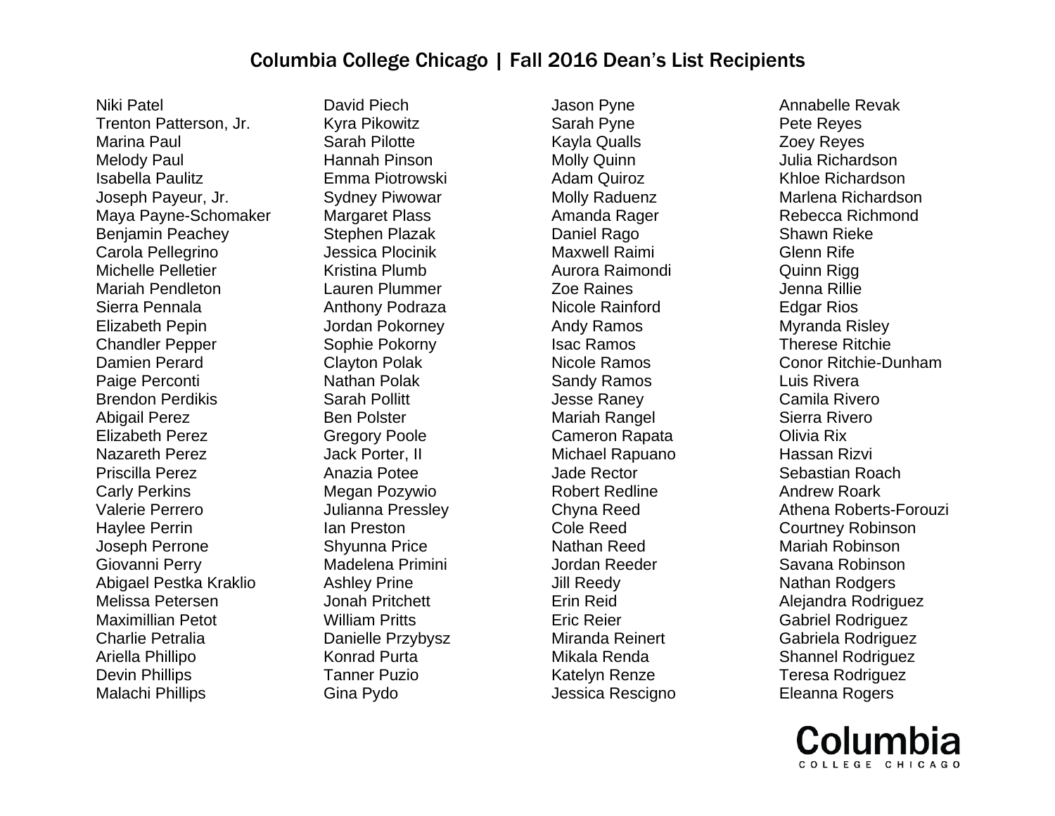# Columbia College Chicago | Fall 2016 Dean's List Recipients

Niki Patel
Trenton Patterson, Jr.
Marina Paul
Melody Paul
Isabella Paulitz
Joseph Payeur, Jr.
Maya Payne-Schomaker
Benjamin Peachey
Carola Pellegrino
Michelle Pelletier
Mariah Pendleton
Sierra Pennala
Elizabeth Pepin
Chandler Pepper
Damien Perard
Paige Perconti
Brendon Perdikis
Abigail Perez
Elizabeth Perez
Nazareth Perez
Priscilla Perez
Carly Perkins
Valerie Perrero
Haylee Perrin
Joseph Perrone
Giovanni Perry
Abigael Pestka Kraklio
Melissa Petersen
Maximillian Petot
Charlie Petralia
Ariella Phillipo
Devin Phillips
Malachi Phillips
David Piech
Kyra Pikowitz
Sarah Pilotte
Hannah Pinson
Emma Piotrowski
Sydney Piwowar
Margaret Plass
Stephen Plazak
Jessica Plocinik
Kristina Plumb
Lauren Plummer
Anthony Podraza
Jordan Pokorney
Sophie Pokorny
Clayton Polak
Nathan Polak
Sarah Pollitt
Ben Polster
Gregory Poole
Jack Porter, II
Anazia Potee
Megan Pozywio
Julianna Pressley
Ian Preston
Shyunna Price
Madelena Primini
Ashley Prine
Jonah Pritchett
William Pritts
Danielle Przybysz
Konrad Purta
Tanner Puzio
Gina Pydo
Jason Pyne
Sarah Pyne
Kayla Qualls
Molly Quinn
Adam Quiroz
Molly Raduenz
Amanda Rager
Daniel Rago
Maxwell Raimi
Aurora Raimondi
Zoe Raines
Nicole Rainford
Andy Ramos
Isac Ramos
Nicole Ramos
Sandy Ramos
Jesse Raney
Mariah Rangel
Cameron Rapata
Michael Rapuano
Jade Rector
Robert Redline
Chyna Reed
Cole Reed
Nathan Reed
Jordan Reeder
Jill Reedy
Erin Reid
Eric Reier
Miranda Reinert
Mikala Renda
Katelyn Renze
Jessica Rescigno
Annabelle Revak
Pete Reyes
Zoey Reyes
Julia Richardson
Khloe Richardson
Marlena Richardson
Rebecca Richmond
Shawn Rieke
Glenn Rife
Quinn Rigg
Jenna Rillie
Edgar Rios
Myranda Risley
Therese Ritchie
Conor Ritchie-Dunham
Luis Rivera
Camila Rivero
Sierra Rivero
Olivia Rix
Hassan Rizvi
Sebastian Roach
Andrew Roark
Athena Roberts-Forouzi
Courtney Robinson
Mariah Robinson
Savana Robinson
Nathan Rodgers
Alejandra Rodriguez
Gabriel Rodriguez
Gabriela Rodriguez
Shannel Rodriguez
Teresa Rodriguez
Eleanna Rogers

Columbia
COLLEGE CHICAGO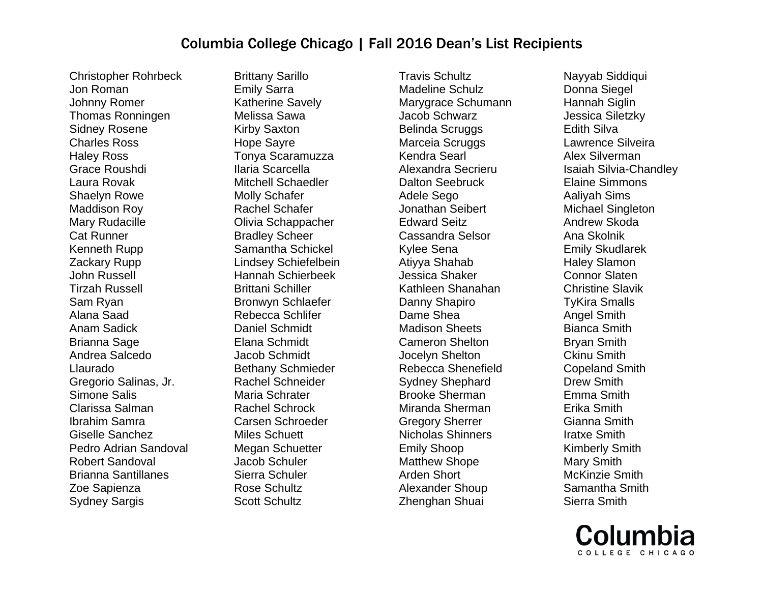# Columbia College Chicago | Fall 2016 Dean's List Recipients

Christopher Rohrbeck
Jon Roman
Johnny Romer
Thomas Ronningen
Sidney Rosene
Charles Ross
Haley Ross
Grace Roushdi
Laura Rovak
Shaelyn Rowe
Maddison Roy
Mary Rudacille
Cat Runner
Kenneth Rupp
Zackary Rupp
John Russell
Tirzah Russell
Sam Ryan
Alana Saad
Anam Sadick
Brianna Sage
Andrea Salcedo
Llaurado
Gregorio Salinas, Jr.
Simone Salis
Clarissa Salman
Ibrahim Samra
Giselle Sanchez
Pedro Adrian Sandoval
Robert Sandoval
Brianna Santillanes
Zoe Sapienza
Sydney Sargis
Brittany Sarillo
Emily Sarra
Katherine Savely
Melissa Sawa
Kirby Saxton
Hope Sayre
Tonya Scaramuzza
Ilaria Scarcella
Mitchell Schaedler
Molly Schafer
Rachel Schafer
Olivia Schappacher
Bradley Scheer
Samantha Schickel
Lindsey Schiefelbein
Hannah Schierbeek
Brittani Schiller
Bronwyn Schlaefer
Rebecca Schlifer
Daniel Schmidt
Elana Schmidt
Jacob Schmidt
Bethany Schmieder
Rachel Schneider
Maria Schrater
Rachel Schrock
Carsen Schroeder
Miles Schuett
Megan Schuetter
Jacob Schuler
Sierra Schuler
Rose Schultz
Scott Schultz
Travis Schultz
Madeline Schulz
Marygrace Schumann
Jacob Schwarz
Belinda Scruggs
Marceia Scruggs
Kendra Searl
Alexandra Secrieru
Dalton Seebruck
Adele Sego
Jonathan Seibert
Edward Seitz
Cassandra Selsor
Kylee Sena
Atiyya Shahab
Jessica Shaker
Kathleen Shanahan
Danny Shapiro
Dame Shea
Madison Sheets
Cameron Shelton
Jocelyn Shelton
Rebecca Shenefield
Sydney Shephard
Brooke Sherman
Miranda Sherman
Gregory Sherrer
Nicholas Shinners
Emily Shoop
Matthew Shope
Arden Short
Alexander Shoup
Zhenghan Shuai
Nayyab Siddiqui
Donna Siegel
Hannah Siglin
Jessica Siletzky
Edith Silva
Lawrence Silveira
Alex Silverman
Isaiah Silvia-Chandley
Elaine Simmons
Aaliyah Sims
Michael Singleton
Andrew Skoda
Ana Skolnik
Emily Skudlarek
Haley Slamon
Connor Slaten
Christine Slavik
TyKira Smalls
Angel Smith
Bianca Smith
Bryan Smith
Ckinu Smith
Copeland Smith
Drew Smith
Emma Smith
Erika Smith
Gianna Smith
Iratxe Smith
Kimberly Smith
Mary Smith
McKinzie Smith
Samantha Smith
Sierra Smith

Columbia
COLLEGE CHICAGO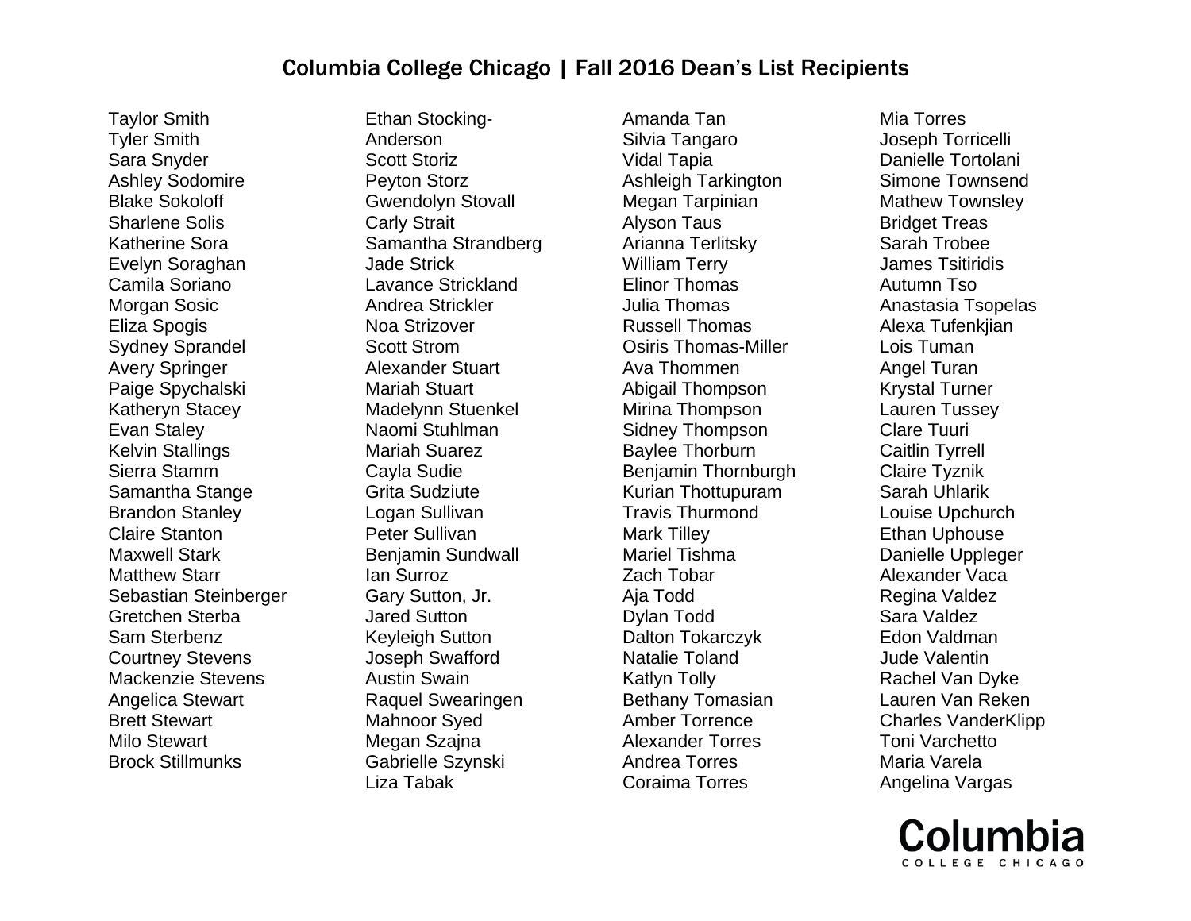# Columbia College Chicago | Fall 2016 Dean's List Recipients

Taylor Smith
Tyler Smith
Sara Snyder
Ashley Sodomire
Blake Sokoloff
Sharlene Solis
Katherine Sora
Evelyn Soraghan
Camila Soriano
Morgan Sosic
Eliza Spogis
Sydney Sprandel
Avery Springer
Paige Spychalski
Katheryn Stacey
Evan Staley
Kelvin Stallings
Sierra Stamm
Samantha Stange
Brandon Stanley
Claire Stanton
Maxwell Stark
Matthew Starr
Sebastian Steinberger
Gretchen Sterba
Sam Sterbenz
Courtney Stevens
Mackenzie Stevens
Angelica Stewart
Brett Stewart
Milo Stewart
Brock Stillmunks
Ethan Stocking-Anderson
Scott Storiz
Peyton Storz
Gwendolyn Stovall
Carly Strait
Samantha Strandberg
Jade Strick
Lavance Strickland
Andrea Strickler
Noa Strizover
Scott Strom
Alexander Stuart
Mariah Stuart
Madelynn Stuenkel
Naomi Stuhlman
Mariah Suarez
Cayla Sudie
Grita Sudziute
Logan Sullivan
Peter Sullivan
Benjamin Sundwall
Ian Surroz
Gary Sutton, Jr.
Jared Sutton
Keyleigh Sutton
Joseph Swafford
Austin Swain
Raquel Swearingen
Mahnoor Syed
Megan Szajna
Gabrielle Szynski
Liza Tabak
Amanda Tan
Silvia Tangaro
Vidal Tapia
Ashleigh Tarkington
Megan Tarpinian
Alyson Taus
Arianna Terlitsky
William Terry
Elinor Thomas
Julia Thomas
Russell Thomas
Osiris Thomas-Miller
Ava Thommen
Abigail Thompson
Mirina Thompson
Sidney Thompson
Baylee Thorburn
Benjamin Thornburgh
Kurian Thottupuram
Travis Thurmond
Mark Tilley
Mariel Tishma
Zach Tobar
Aja Todd
Dylan Todd
Dalton Tokarczyk
Natalie Toland
Katlyn Tolly
Bethany Tomasian
Amber Torrence
Alexander Torres
Andrea Torres
Coraima Torres
Mia Torres
Joseph Torricelli
Danielle Tortolani
Simone Townsend
Mathew Townsley
Bridget Treas
Sarah Trobee
James Tsitiridis
Autumn Tso
Anastasia Tsopelas
Alexa Tufenkjian
Lois Tuman
Angel Turan
Krystal Turner
Lauren Tussey
Clare Tuuri
Caitlin Tyrrell
Claire Tyznik
Sarah Uhlarik
Louise Upchurch
Ethan Uphouse
Danielle Uppleger
Alexander Vaca
Regina Valdez
Sara Valdez
Edon Valdman
Jude Valentin
Rachel Van Dyke
Lauren Van Reken
Charles VanderKlipp
Toni Varchetto
Maria Varela
Angelina Vargas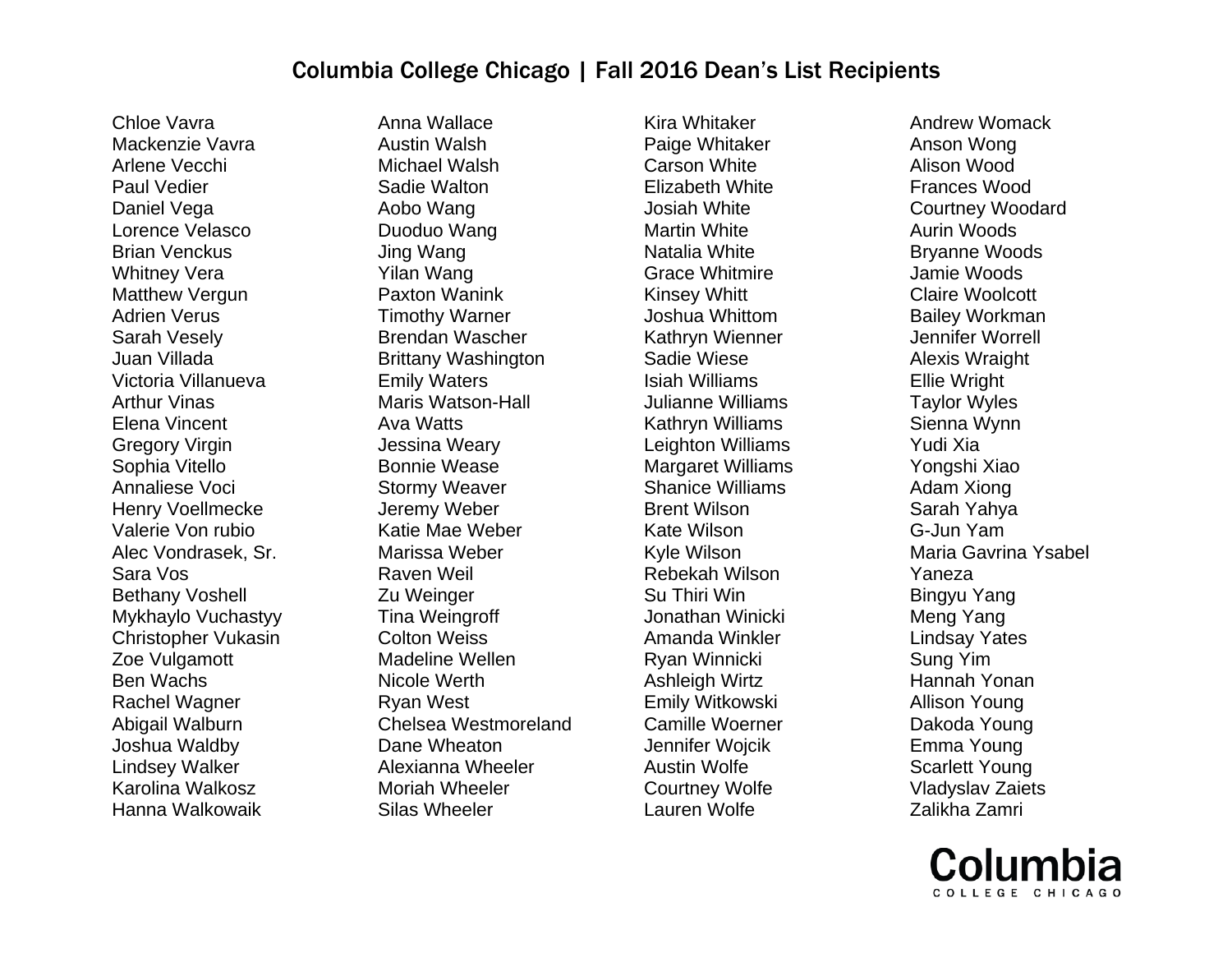# Columbia College Chicago | Fall 2016 Dean's List Recipients

Chloe Vavra
Mackenzie Vavra
Arlene Vecchi
Paul Vedier
Daniel Vega
Lorence Velasco
Brian Venckus
Whitney Vera
Matthew Vergun
Adrien Verus
Sarah Vesely
Juan Villada
Victoria Villanueva
Arthur Vinas
Elena Vincent
Gregory Virgin
Sophia Vitello
Annaliese Voci
Henry Voellmecke
Valerie Von rubio
Alec Vondrasek, Sr.
Sara Vos
Bethany Voshell
Mykhaylo Vuchastyy
Christopher Vukasin
Zoe Vulgamott
Ben Wachs
Rachel Wagner
Abigail Walburn
Joshua Waldby
Lindsey Walker
Karolina Walkosz
Hanna Walkowaik
Anna Wallace
Austin Walsh
Michael Walsh
Sadie Walton
Aobo Wang
Duoduo Wang
Jing Wang
Yilan Wang
Paxton Wanink
Timothy Warner
Brendan Wascher
Brittany Washington
Emily Waters
Maris Watson-Hall
Ava Watts
Jessina Weary
Bonnie Wease
Stormy Weaver
Jeremy Weber
Katie Mae Weber
Marissa Weber
Raven Weil
Zu Weinger
Tina Weingroff
Colton Weiss
Madeline Wellen
Nicole Werth
Ryan West
Chelsea Westmoreland
Dane Wheaton
Alexianna Wheeler
Moriah Wheeler
Silas Wheeler
Kira Whitaker
Paige Whitaker
Carson White
Elizabeth White
Josiah White
Martin White
Natalia White
Grace Whitmire
Kinsey Whitt
Joshua Whittom
Kathryn Wienner
Sadie Wiese
Isiah Williams
Julianne Williams
Kathryn Williams
Leighton Williams
Margaret Williams
Shanice Williams
Brent Wilson
Kate Wilson
Kyle Wilson
Rebekah Wilson
Su Thiri Win
Jonathan Winicki
Amanda Winkler
Ryan Winnicki
Ashleigh Wirtz
Emily Witkowski
Camille Woerner
Jennifer Wojcik
Austin Wolfe
Courtney Wolfe
Lauren Wolfe
Andrew Womack
Anson Wong
Alison Wood
Frances Wood
Courtney Woodard
Aurin Woods
Bryanne Woods
Jamie Woods
Claire Woolcott
Bailey Workman
Jennifer Worrell
Alexis Wraight
Ellie Wright
Taylor Wyles
Sienna Wynn
Yudi Xia
Yongshi Xiao
Adam Xiong
Sarah Yahya
G-Jun Yam
Maria Gavrina Ysabel Yaneza
Bingyu Yang
Meng Yang
Lindsay Yates
Sung Yim
Hannah Yonan
Allison Young
Dakoda Young
Emma Young
Scarlett Young
Vladyslav Zaiets
Zalikha Zamri

Columbia
COLLEGE CHICAGO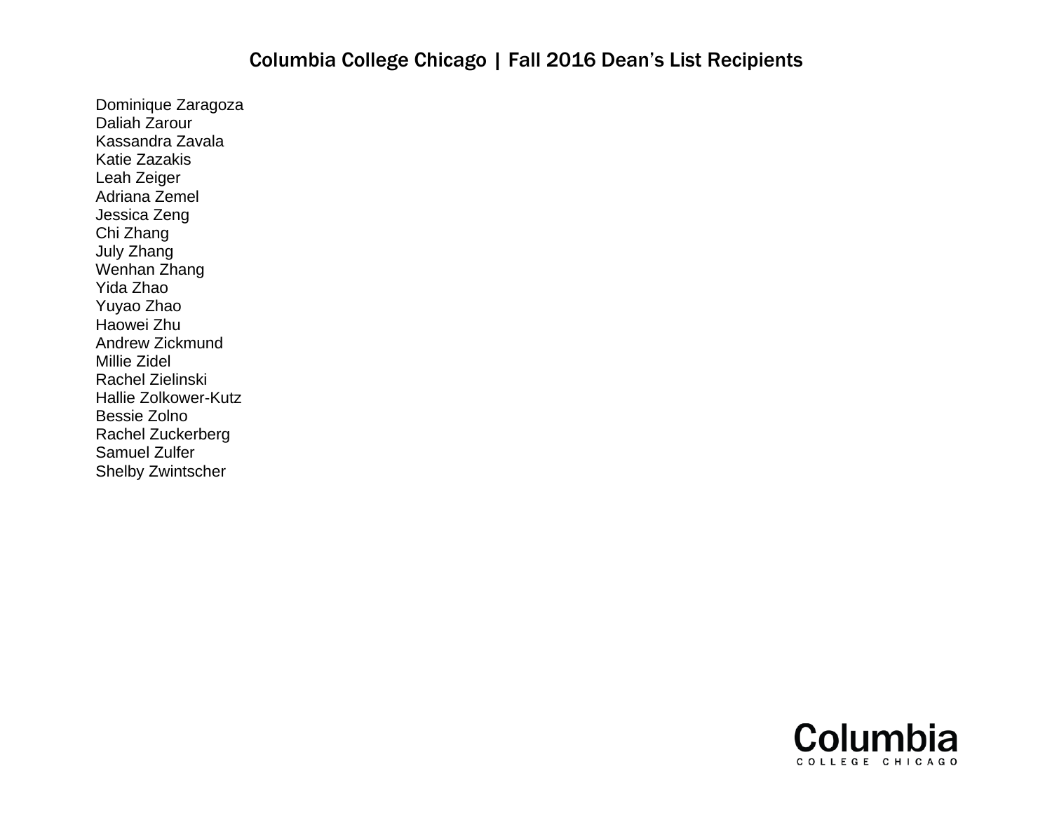Dominique Zaragoza
Daliah Zarour
Kassandra Zavala
Katie Zazakis
Leah Zeiger
Adriana Zemel
Jessica Zeng
Chi Zhang
July Zhang
Wenhan Zhang
Yida Zhao
Yuyao Zhao
Haowei Zhu
Andrew Zickmund
Millie Zidel
Rachel Zielinski
Hallie Zolkower-Kutz
Bessie Zolno
Rachel Zuckerberg
Samuel Zulfer
Shelby Zwintscher